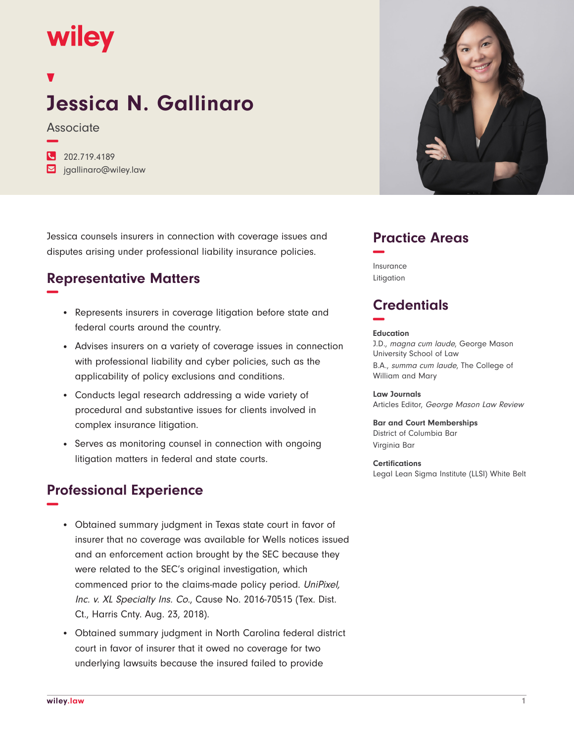wiley

# Jessica N. Gallinaro

Associate

202.719.4189
jgallinaro@wiley.law

Jessica counsels insurers in connection with coverage issues and disputes arising under professional liability insurance policies.

## Representative Matters

- Represents insurers in coverage litigation before state and federal courts around the country.
- Advises insurers on a variety of coverage issues in connection with professional liability and cyber policies, such as the applicability of policy exclusions and conditions.
- Conducts legal research addressing a wide variety of procedural and substantive issues for clients involved in complex insurance litigation.
- Serves as monitoring counsel in connection with ongoing litigation matters in federal and state courts.

## Professional Experience

- Obtained summary judgment in Texas state court in favor of insurer that no coverage was available for Wells notices issued and an enforcement action brought by the SEC because they were related to the SEC's original investigation, which commenced prior to the claims-made policy period. *UniPixel, Inc. v. XL Specialty Ins. Co.*, Cause No. 2016-70515 (Tex. Dist. Ct., Harris Cnty. Aug. 23, 2018).
- Obtained summary judgment in North Carolina federal district court in favor of insurer that it owed no coverage for two underlying lawsuits because the insured failed to provide

## Practice Areas

Insurance
Litigation

## Credentials

**Education**
J.D., *magna cum laude*, George Mason University School of Law
B.A., *summa cum laude*, The College of William and Mary

**Law Journals**
Articles Editor, *George Mason Law Review*

**Bar and Court Memberships**
District of Columbia Bar
Virginia Bar

**Certifications**
Legal Lean Sigma Institute (LLSI) White Belt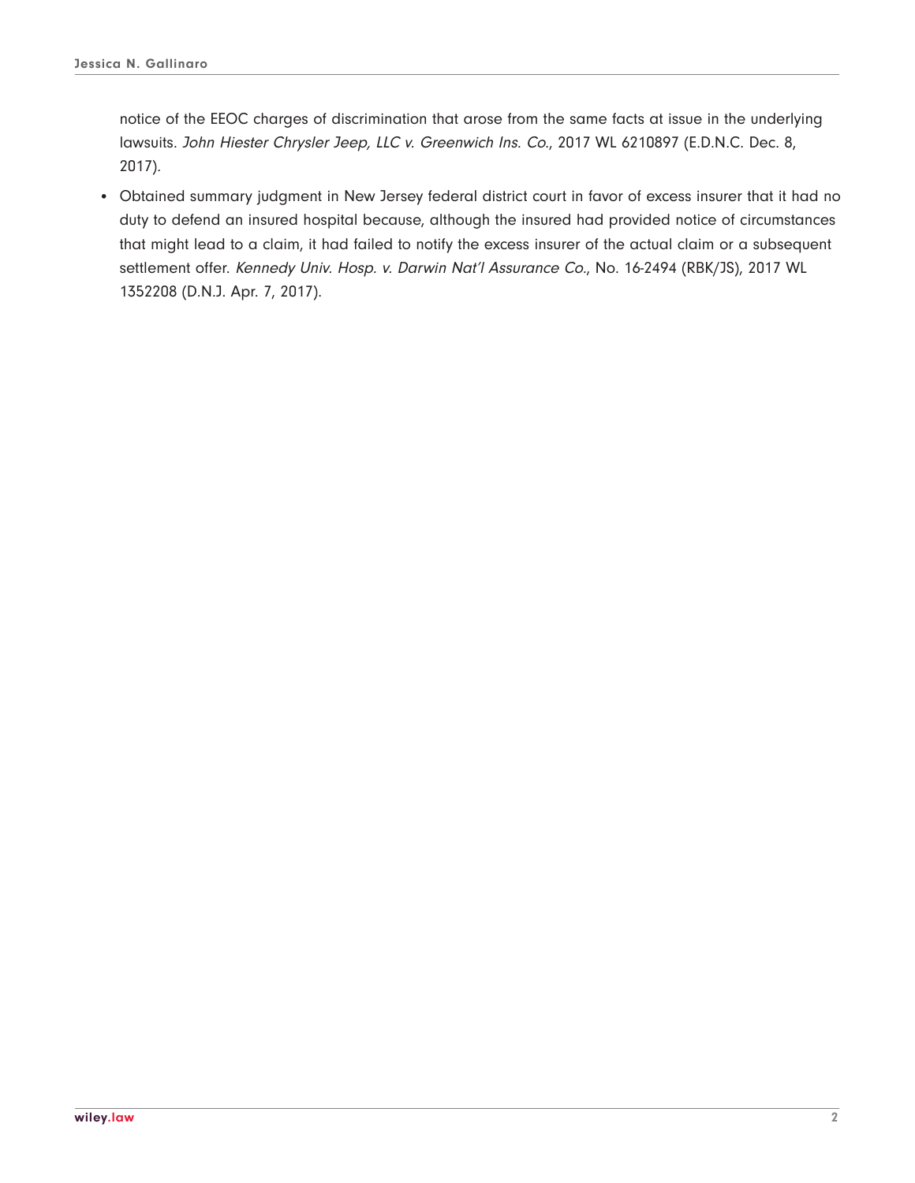notice of the EEOC charges of discrimination that arose from the same facts at issue in the underlying lawsuits. *John Hiester Chrysler Jeep, LLC v. Greenwich Ins. Co.*, 2017 WL 6210897 (E.D.N.C. Dec. 8, 2017).

- Obtained summary judgment in New Jersey federal district court in favor of excess insurer that it had no duty to defend an insured hospital because, although the insured had provided notice of circumstances that might lead to a claim, it had failed to notify the excess insurer of the actual claim or a subsequent settlement offer. *Kennedy Univ. Hosp. v. Darwin Nat'l Assurance Co.*, No. 16-2494 (RBK/JS), 2017 WL 1352208 (D.N.J. Apr. 7, 2017).